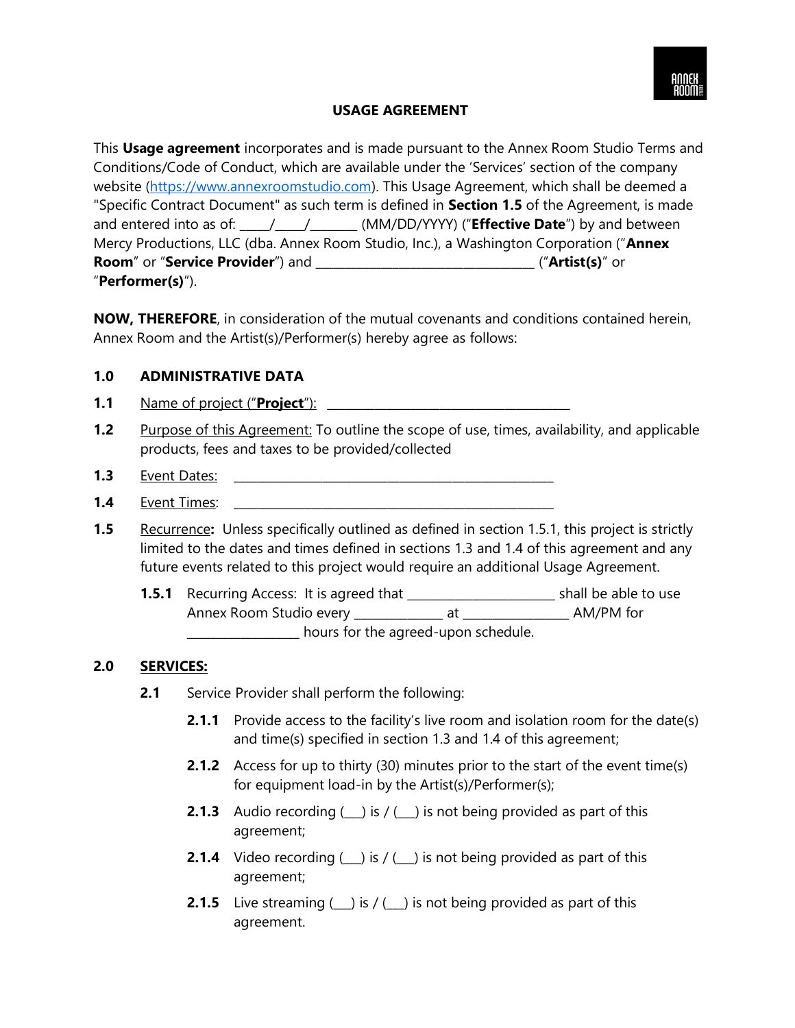# USAGE AGREEMENT

This **Usage agreement** incorporates and is made pursuant to the Annex Room Studio Terms and Conditions/Code of Conduct, which are available under the 'Services' section of the company website (https://www.annexroomstudio.com). This Usage Agreement, which shall be deemed a "Specific Contract Document" as such term is defined in **Section 1.5** of the Agreement, is made and entered into as of: _____/_____/_______ (MM/DD/YYYY) ("**Effective Date**") by and between Mercy Productions, LLC (dba. Annex Room Studio, Inc.), a Washington Corporation ("**Annex Room**" or "**Service Provider**") and ________________________________ ("**Artist(s)**" or "**Performer(s)**").

**NOW, THEREFORE**, in consideration of the mutual covenants and conditions contained herein, Annex Room and the Artist(s)/Performer(s) hereby agree as follows:

## 1.0 ADMINISTRATIVE DATA

**1.1** Name of project ("**Project**"): ____________________________________

**1.2** Purpose of this Agreement: To outline the scope of use, times, availability, and applicable products, fees and taxes to be provided/collected

**1.3** Event Dates: ________________________________________________

**1.4** Event Times: ________________________________________________

**1.5** Recurrence**:** Unless specifically outlined as defined in section 1.5.1, this project is strictly limited to the dates and times defined in sections 1.3 and 1.4 of this agreement and any future events related to this project would require an additional Usage Agreement.

**1.5.1** Recurring Access: It is agreed that ______________________ shall be able to use Annex Room Studio every _____________ at ________________ AM/PM for _________________ hours for the agreed-upon schedule.

## 2.0 SERVICES:

**2.1** Service Provider shall perform the following:

**2.1.1** Provide access to the facility's live room and isolation room for the date(s) and time(s) specified in section 1.3 and 1.4 of this agreement;

**2.1.2** Access for up to thirty (30) minutes prior to the start of the event time(s) for equipment load-in by the Artist(s)/Performer(s);

**2.1.3** Audio recording (___) is / (___) is not being provided as part of this agreement;

**2.1.4** Video recording (___) is / (___) is not being provided as part of this agreement;

**2.1.5** Live streaming (___) is / (___) is not being provided as part of this agreement.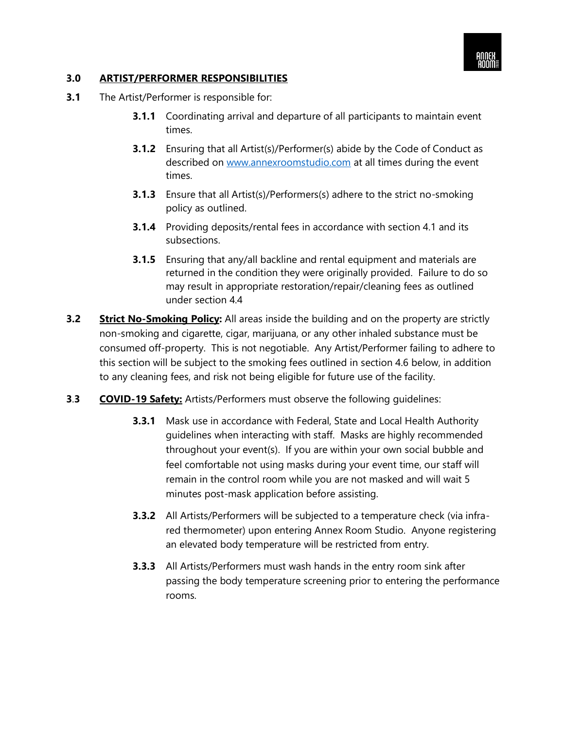## 3.0 ARTIST/PERFORMER RESPONSIBILITIES

**3.1** The Artist/Performer is responsible for:

- **3.1.1** Coordinating arrival and departure of all participants to maintain event times.
- **3.1.2** Ensuring that all Artist(s)/Performer(s) abide by the Code of Conduct as described on [www.annexroomstudio.com](http://www.annexroomstudio.com) at all times during the event times.
- **3.1.3** Ensure that all Artist(s)/Performers(s) adhere to the strict no-smoking policy as outlined.
- **3.1.4** Providing deposits/rental fees in accordance with section 4.1 and its subsections.
- **3.1.5** Ensuring that any/all backline and rental equipment and materials are returned in the condition they were originally provided. Failure to do so may result in appropriate restoration/repair/cleaning fees as outlined under section 4.4

**3.2** **Strict No-Smoking Policy:** All areas inside the building and on the property are strictly non-smoking and cigarette, cigar, marijuana, or any other inhaled substance must be consumed off-property. This is not negotiable. Any Artist/Performer failing to adhere to this section will be subject to the smoking fees outlined in section 4.6 below, in addition to any cleaning fees, and risk not being eligible for future use of the facility.

**3.3** **COVID-19 Safety:** Artists/Performers must observe the following guidelines:

- **3.3.1** Mask use in accordance with Federal, State and Local Health Authority guidelines when interacting with staff. Masks are highly recommended throughout your event(s). If you are within your own social bubble and feel comfortable not using masks during your event time, our staff will remain in the control room while you are not masked and will wait 5 minutes post-mask application before assisting.
- **3.3.2** All Artists/Performers will be subjected to a temperature check (via infra-red thermometer) upon entering Annex Room Studio. Anyone registering an elevated body temperature will be restricted from entry.
- **3.3.3** All Artists/Performers must wash hands in the entry room sink after passing the body temperature screening prior to entering the performance rooms.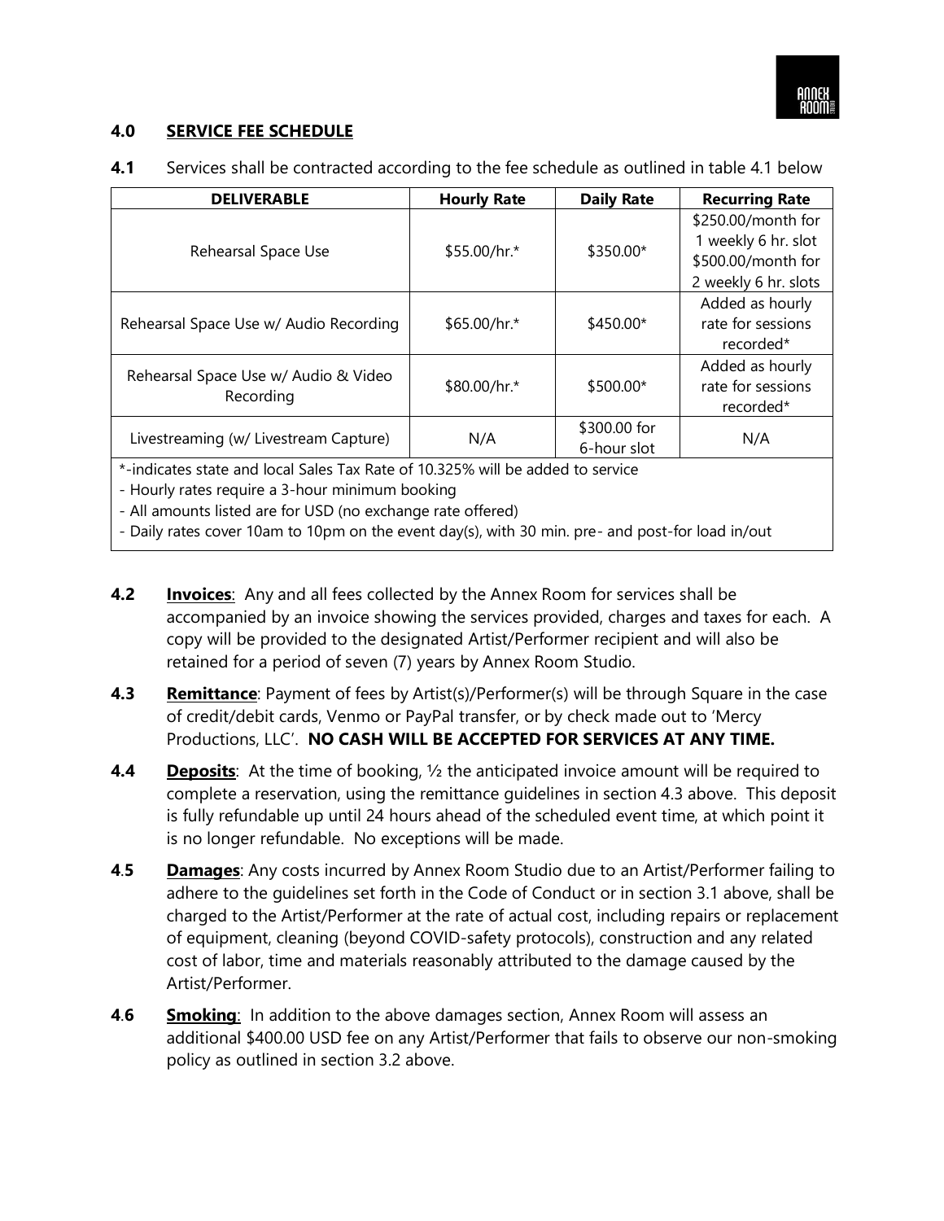## 4.0 SERVICE FEE SCHEDULE

**4.1** Services shall be contracted according to the fee schedule as outlined in table 4.1 below

| DELIVERABLE | Hourly Rate | Daily Rate | Recurring Rate |
|---|---|---|---|
| Rehearsal Space Use | $55.00/hr.* | $350.00* | $250.00/month for 1 weekly 6 hr. slot<br>$500.00/month for 2 weekly 6 hr. slots |
| Rehearsal Space Use w/ Audio Recording | $65.00/hr.* | $450.00* | Added as hourly rate for sessions recorded* |
| Rehearsal Space Use w/ Audio & Video Recording | $80.00/hr.* | $500.00* | Added as hourly rate for sessions recorded* |
| Livestreaming (w/ Livestream Capture) | N/A | $300.00 for 6-hour slot | N/A |

*-indicates state and local Sales Tax Rate of 10.325% will be added to service
- Hourly rates require a 3-hour minimum booking
- All amounts listed are for USD (no exchange rate offered)
- Daily rates cover 10am to 10pm on the event day(s), with 30 min. pre- and post-for load in/out

**4.2** **Invoices**: Any and all fees collected by the Annex Room for services shall be accompanied by an invoice showing the services provided, charges and taxes for each. A copy will be provided to the designated Artist/Performer recipient and will also be retained for a period of seven (7) years by Annex Room Studio.

**4.3** **Remittance**: Payment of fees by Artist(s)/Performer(s) will be through Square in the case of credit/debit cards, Venmo or PayPal transfer, or by check made out to 'Mercy Productions, LLC'. **NO CASH WILL BE ACCEPTED FOR SERVICES AT ANY TIME.**

**4.4** **Deposits**: At the time of booking, ½ the anticipated invoice amount will be required to complete a reservation, using the remittance guidelines in section 4.3 above. This deposit is fully refundable up until 24 hours ahead of the scheduled event time, at which point it is no longer refundable. No exceptions will be made.

**4.5** **Damages**: Any costs incurred by Annex Room Studio due to an Artist/Performer failing to adhere to the guidelines set forth in the Code of Conduct or in section 3.1 above, shall be charged to the Artist/Performer at the rate of actual cost, including repairs or replacement of equipment, cleaning (beyond COVID-safety protocols), construction and any related cost of labor, time and materials reasonably attributed to the damage caused by the Artist/Performer.

**4.6** **Smoking**: In addition to the above damages section, Annex Room will assess an additional $400.00 USD fee on any Artist/Performer that fails to observe our non-smoking policy as outlined in section 3.2 above.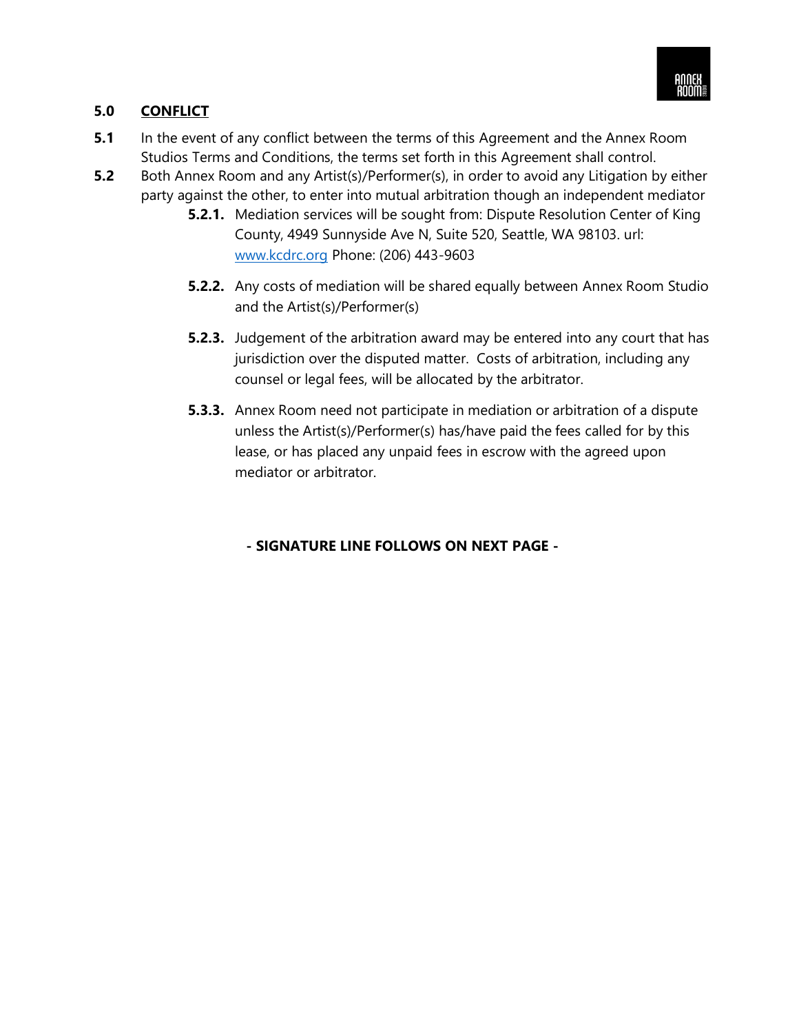## 5.0 CONFLICT

**5.1** In the event of any conflict between the terms of this Agreement and the Annex Room Studios Terms and Conditions, the terms set forth in this Agreement shall control.

**5.2** Both Annex Room and any Artist(s)/Performer(s), in order to avoid any Litigation by either party against the other, to enter into mutual arbitration though an independent mediator

- **5.2.1.** Mediation services will be sought from: Dispute Resolution Center of King County, 4949 Sunnyside Ave N, Suite 520, Seattle, WA 98103. url: [www.kcdrc.org](http://www.kcdrc.org) Phone: (206) 443-9603

- **5.2.2.** Any costs of mediation will be shared equally between Annex Room Studio and the Artist(s)/Performer(s)

- **5.2.3.** Judgement of the arbitration award may be entered into any court that has jurisdiction over the disputed matter. Costs of arbitration, including any counsel or legal fees, will be allocated by the arbitrator.

- **5.3.3.** Annex Room need not participate in mediation or arbitration of a dispute unless the Artist(s)/Performer(s) has/have paid the fees called for by this lease, or has placed any unpaid fees in escrow with the agreed upon mediator or arbitrator.

**- SIGNATURE LINE FOLLOWS ON NEXT PAGE -**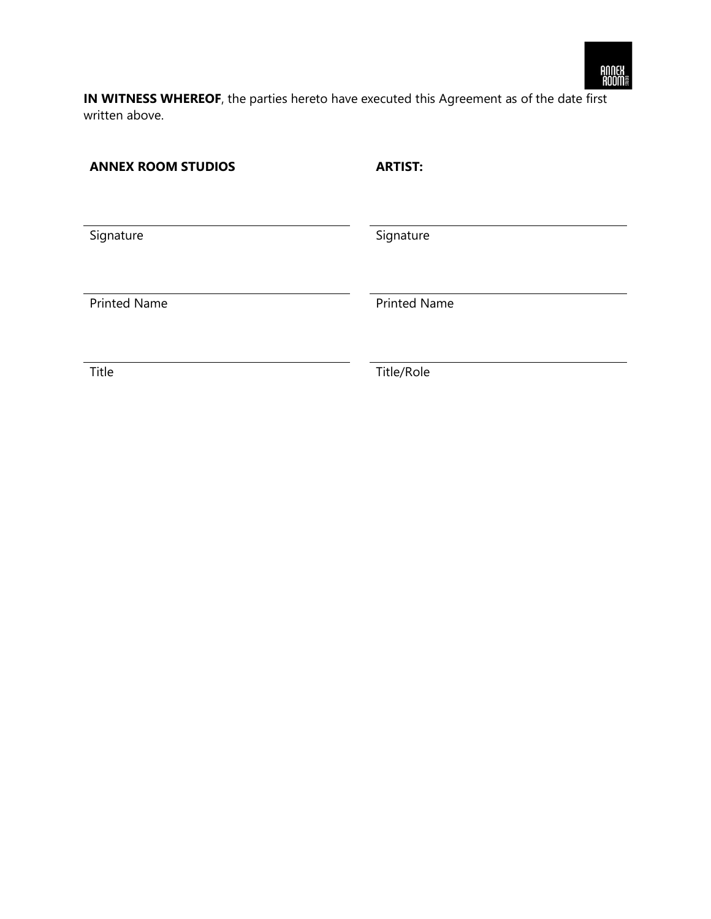**IN WITNESS WHEREOF**, the parties hereto have executed this Agreement as of the date first written above.

| **ANNEX ROOM STUDIOS** | **ARTIST:** |
| --- | --- |
| Signature | Signature |
| Printed Name | Printed Name |
| Title | Title/Role |